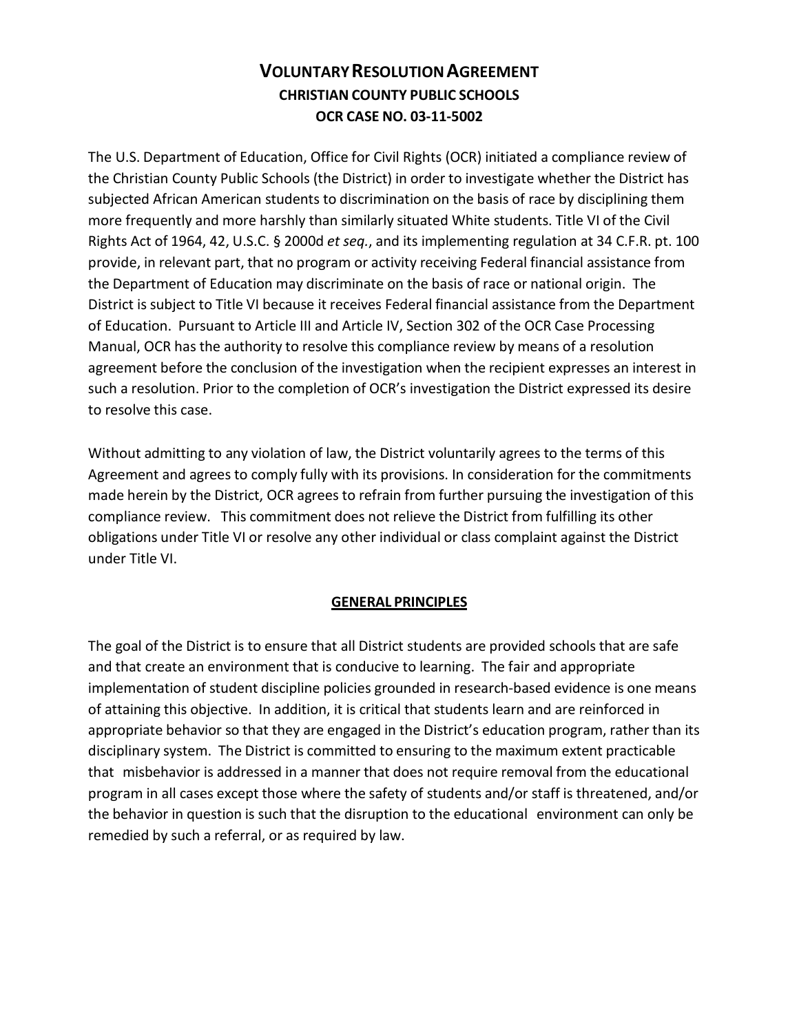# VOLUNTARY RESOLUTION AGREEMENT
## CHRISTIAN COUNTY PUBLIC SCHOOLS
## OCR CASE NO. 03-11-5002

The U.S. Department of Education, Office for Civil Rights (OCR) initiated a compliance review of the Christian County Public Schools (the District) in order to investigate whether the District has subjected African American students to discrimination on the basis of race by disciplining them more frequently and more harshly than similarly situated White students. Title VI of the Civil Rights Act of 1964, 42, U.S.C. § 2000d *et seq.*, and its implementing regulation at 34 C.F.R. pt. 100 provide, in relevant part, that no program or activity receiving Federal financial assistance from the Department of Education may discriminate on the basis of race or national origin. The District is subject to Title VI because it receives Federal financial assistance from the Department of Education. Pursuant to Article III and Article IV, Section 302 of the OCR Case Processing Manual, OCR has the authority to resolve this compliance review by means of a resolution agreement before the conclusion of the investigation when the recipient expresses an interest in such a resolution. Prior to the completion of OCR's investigation the District expressed its desire to resolve this case.

Without admitting to any violation of law, the District voluntarily agrees to the terms of this Agreement and agrees to comply fully with its provisions. In consideration for the commitments made herein by the District, OCR agrees to refrain from further pursuing the investigation of this compliance review. This commitment does not relieve the District from fulfilling its other obligations under Title VI or resolve any other individual or class complaint against the District under Title VI.

### GENERAL PRINCIPLES

The goal of the District is to ensure that all District students are provided schools that are safe and that create an environment that is conducive to learning. The fair and appropriate implementation of student discipline policies grounded in research-based evidence is one means of attaining this objective. In addition, it is critical that students learn and are reinforced in appropriate behavior so that they are engaged in the District's education program, rather than its disciplinary system. The District is committed to ensuring to the maximum extent practicable that misbehavior is addressed in a manner that does not require removal from the educational program in all cases except those where the safety of students and/or staff is threatened, and/or the behavior in question is such that the disruption to the educational environment can only be remedied by such a referral, or as required by law.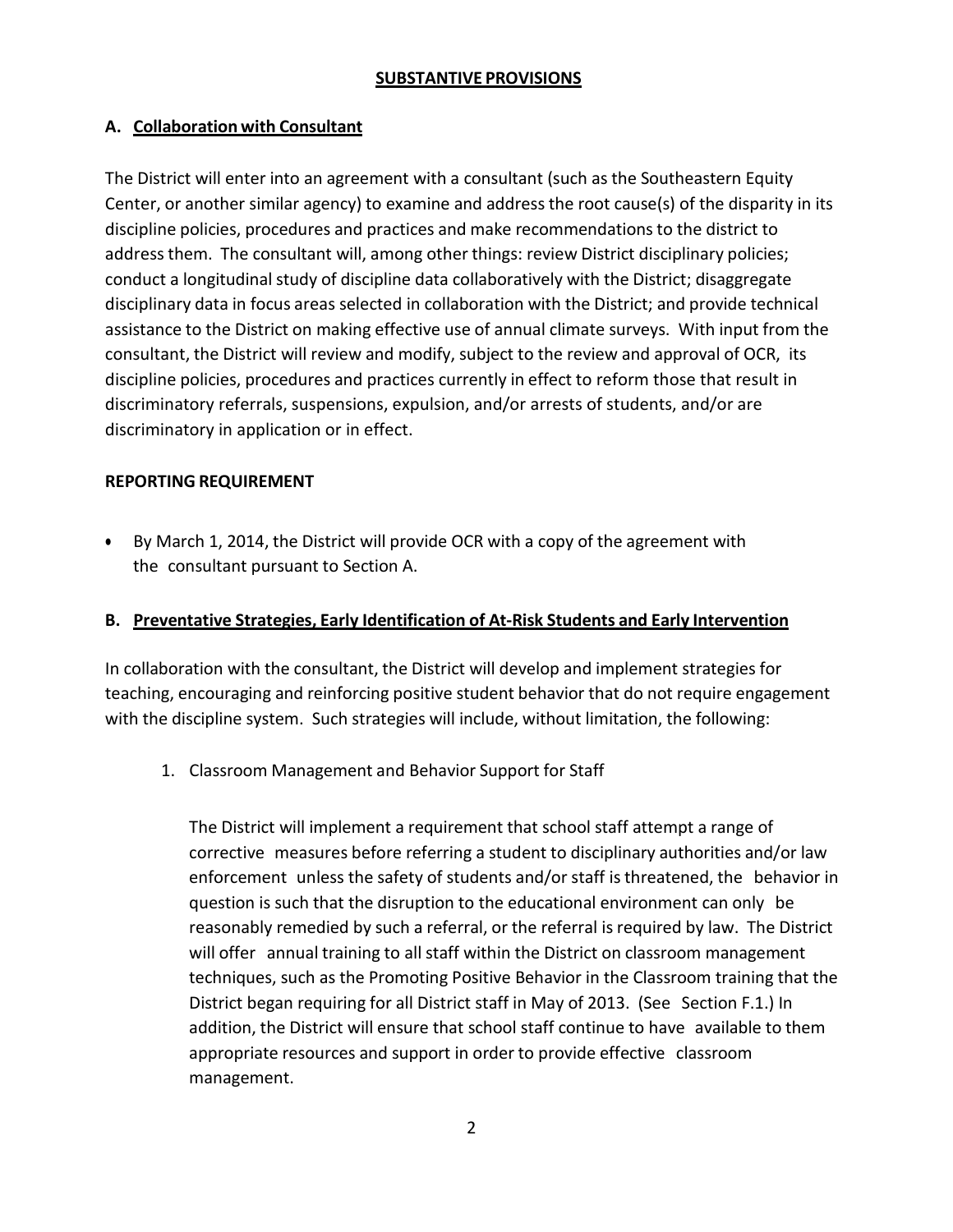## SUBSTANTIVE PROVISIONS

### A. Collaboration with Consultant

The District will enter into an agreement with a consultant (such as the Southeastern Equity Center, or another similar agency) to examine and address the root cause(s) of the disparity in its discipline policies, procedures and practices and make recommendations to the district to address them. The consultant will, among other things: review District disciplinary policies; conduct a longitudinal study of discipline data collaboratively with the District; disaggregate disciplinary data in focus areas selected in collaboration with the District; and provide technical assistance to the District on making effective use of annual climate surveys. With input from the consultant, the District will review and modify, subject to the review and approval of OCR, its discipline policies, procedures and practices currently in effect to reform those that result in discriminatory referrals, suspensions, expulsion, and/or arrests of students, and/or are discriminatory in application or in effect.

**REPORTING REQUIREMENT**

- By March 1, 2014, the District will provide OCR with a copy of the agreement with the consultant pursuant to Section A.

### B. Preventative Strategies, Early Identification of At-Risk Students and Early Intervention

In collaboration with the consultant, the District will develop and implement strategies for teaching, encouraging and reinforcing positive student behavior that do not require engagement with the discipline system. Such strategies will include, without limitation, the following:

1. Classroom Management and Behavior Support for Staff

   The District will implement a requirement that school staff attempt a range of corrective measures before referring a student to disciplinary authorities and/or law enforcement unless the safety of students and/or staff is threatened, the behavior in question is such that the disruption to the educational environment can only be reasonably remedied by such a referral, or the referral is required by law. The District will offer annual training to all staff within the District on classroom management techniques, such as the Promoting Positive Behavior in the Classroom training that the District began requiring for all District staff in May of 2013. (See Section F.1.) In addition, the District will ensure that school staff continue to have available to them appropriate resources and support in order to provide effective classroom management.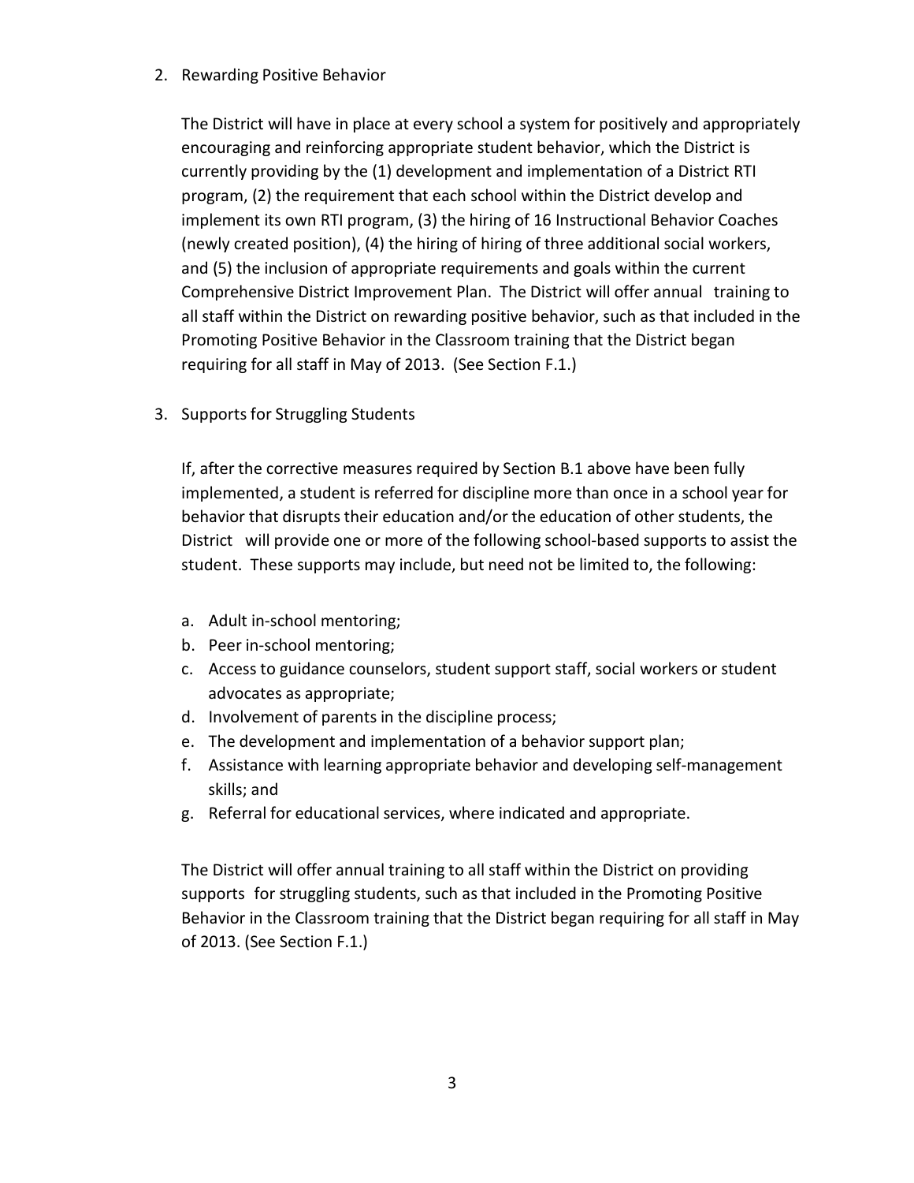2. Rewarding Positive Behavior

   The District will have in place at every school a system for positively and appropriately encouraging and reinforcing appropriate student behavior, which the District is currently providing by the (1) development and implementation of a District RTI program, (2) the requirement that each school within the District develop and implement its own RTI program, (3) the hiring of 16 Instructional Behavior Coaches (newly created position), (4) the hiring of hiring of three additional social workers, and (5) the inclusion of appropriate requirements and goals within the current Comprehensive District Improvement Plan. The District will offer annual training to all staff within the District on rewarding positive behavior, such as that included in the Promoting Positive Behavior in the Classroom training that the District began requiring for all staff in May of 2013. (See Section F.1.)

3. Supports for Struggling Students

   If, after the corrective measures required by Section B.1 above have been fully implemented, a student is referred for discipline more than once in a school year for behavior that disrupts their education and/or the education of other students, the District will provide one or more of the following school-based supports to assist the student. These supports may include, but need not be limited to, the following:

   a. Adult in-school mentoring;
   b. Peer in-school mentoring;
   c. Access to guidance counselors, student support staff, social workers or student advocates as appropriate;
   d. Involvement of parents in the discipline process;
   e. The development and implementation of a behavior support plan;
   f. Assistance with learning appropriate behavior and developing self-management skills; and
   g. Referral for educational services, where indicated and appropriate.

   The District will offer annual training to all staff within the District on providing supports for struggling students, such as that included in the Promoting Positive Behavior in the Classroom training that the District began requiring for all staff in May of 2013. (See Section F.1.)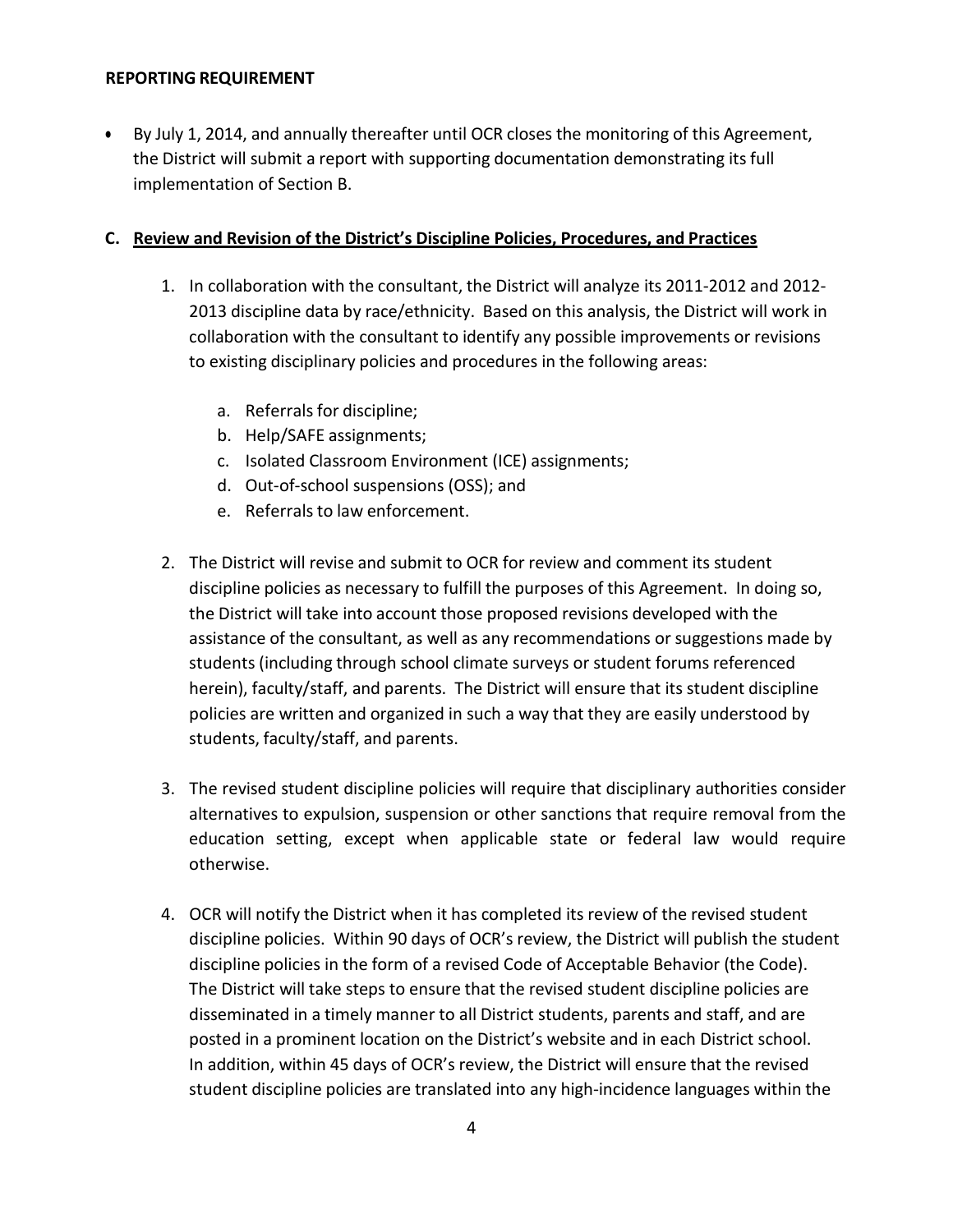**REPORTING REQUIREMENT**

- By July 1, 2014, and annually thereafter until OCR closes the monitoring of this Agreement, the District will submit a report with supporting documentation demonstrating its full implementation of Section B.

**C. Review and Revision of the District's Discipline Policies, Procedures, and Practices**

1. In collaboration with the consultant, the District will analyze its 2011-2012 and 2012-2013 discipline data by race/ethnicity. Based on this analysis, the District will work in collaboration with the consultant to identify any possible improvements or revisions to existing disciplinary policies and procedures in the following areas:

    a. Referrals for discipline;
    b. Help/SAFE assignments;
    c. Isolated Classroom Environment (ICE) assignments;
    d. Out-of-school suspensions (OSS); and
    e. Referrals to law enforcement.

2. The District will revise and submit to OCR for review and comment its student discipline policies as necessary to fulfill the purposes of this Agreement. In doing so, the District will take into account those proposed revisions developed with the assistance of the consultant, as well as any recommendations or suggestions made by students (including through school climate surveys or student forums referenced herein), faculty/staff, and parents. The District will ensure that its student discipline policies are written and organized in such a way that they are easily understood by students, faculty/staff, and parents.

3. The revised student discipline policies will require that disciplinary authorities consider alternatives to expulsion, suspension or other sanctions that require removal from the education setting, except when applicable state or federal law would require otherwise.

4. OCR will notify the District when it has completed its review of the revised student discipline policies. Within 90 days of OCR's review, the District will publish the student discipline policies in the form of a revised Code of Acceptable Behavior (the Code). The District will take steps to ensure that the revised student discipline policies are disseminated in a timely manner to all District students, parents and staff, and are posted in a prominent location on the District's website and in each District school. In addition, within 45 days of OCR's review, the District will ensure that the revised student discipline policies are translated into any high-incidence languages within the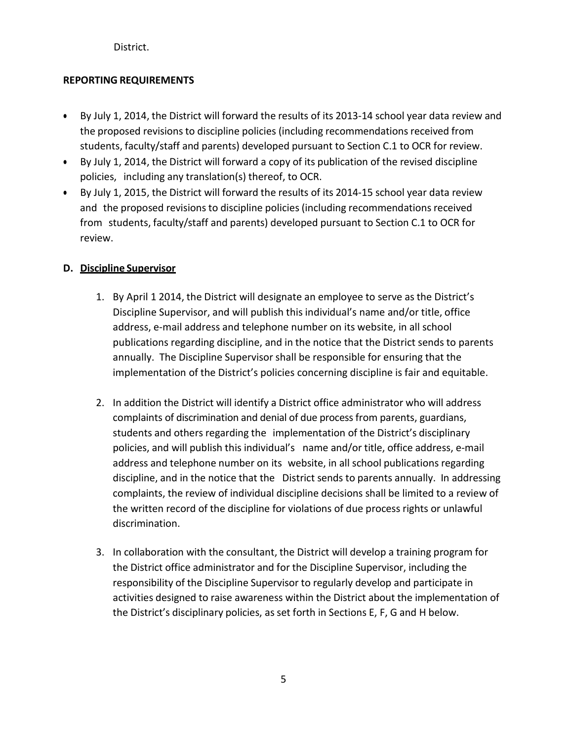District.

**REPORTING REQUIREMENTS**

- By July 1, 2014, the District will forward the results of its 2013-14 school year data review and the proposed revisions to discipline policies (including recommendations received from students, faculty/staff and parents) developed pursuant to Section C.1 to OCR for review.
- By July 1, 2014, the District will forward a copy of its publication of the revised discipline policies, including any translation(s) thereof, to OCR.
- By July 1, 2015, the District will forward the results of its 2014-15 school year data review and the proposed revisions to discipline policies (including recommendations received from students, faculty/staff and parents) developed pursuant to Section C.1 to OCR for review.

**D. <u>Discipline Supervisor</u>**

1. By April 1 2014, the District will designate an employee to serve as the District's Discipline Supervisor, and will publish this individual's name and/or title, office address, e-mail address and telephone number on its website, in all school publications regarding discipline, and in the notice that the District sends to parents annually. The Discipline Supervisor shall be responsible for ensuring that the implementation of the District's policies concerning discipline is fair and equitable.

2. In addition the District will identify a District office administrator who will address complaints of discrimination and denial of due process from parents, guardians, students and others regarding the implementation of the District's disciplinary policies, and will publish this individual's name and/or title, office address, e-mail address and telephone number on its website, in all school publications regarding discipline, and in the notice that the District sends to parents annually. In addressing complaints, the review of individual discipline decisions shall be limited to a review of the written record of the discipline for violations of due process rights or unlawful discrimination.

3. In collaboration with the consultant, the District will develop a training program for the District office administrator and for the Discipline Supervisor, including the responsibility of the Discipline Supervisor to regularly develop and participate in activities designed to raise awareness within the District about the implementation of the District's disciplinary policies, as set forth in Sections E, F, G and H below.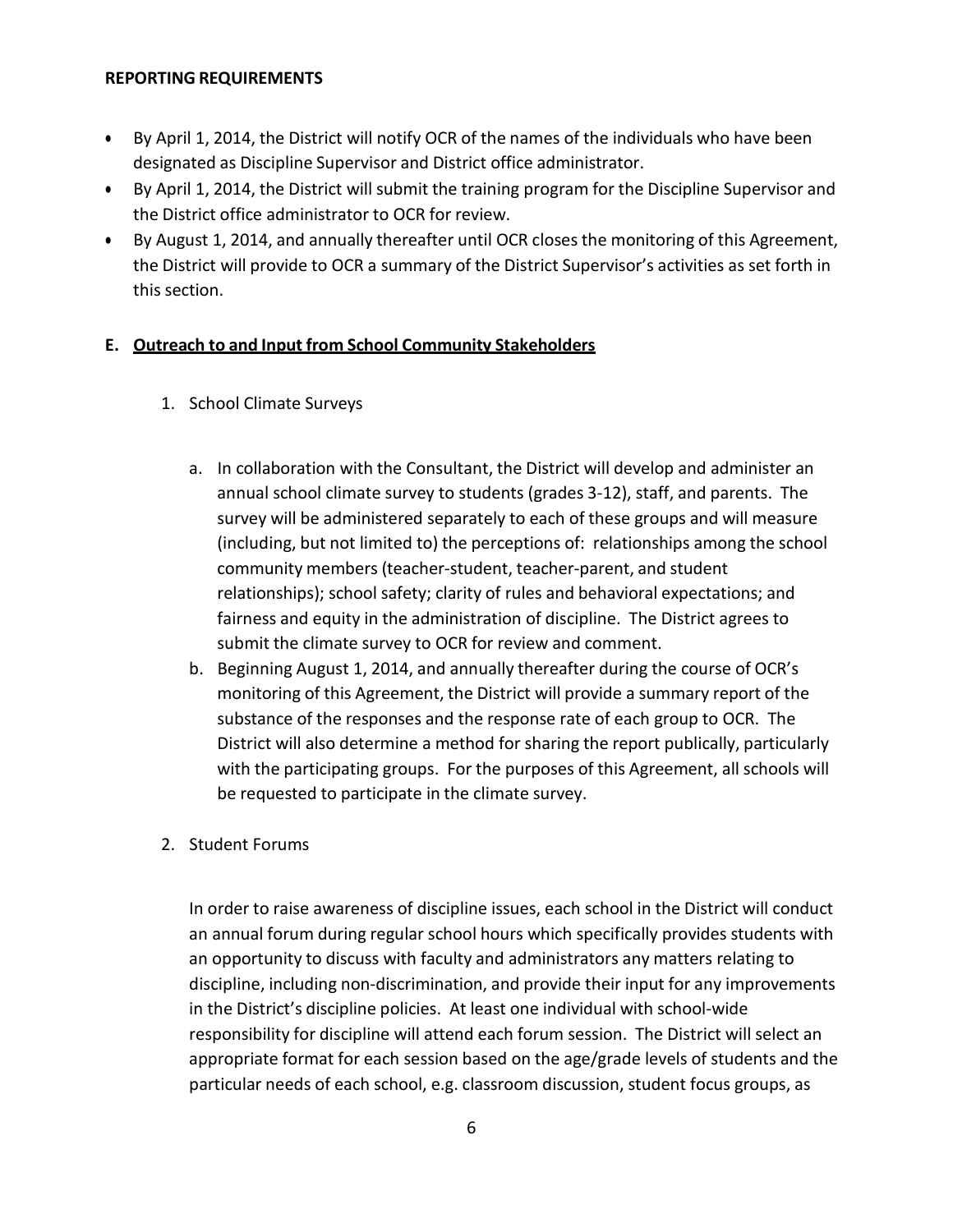**REPORTING REQUIREMENTS**

- By April 1, 2014, the District will notify OCR of the names of the individuals who have been designated as Discipline Supervisor and District office administrator.
- By April 1, 2014, the District will submit the training program for the Discipline Supervisor and the District office administrator to OCR for review.
- By August 1, 2014, and annually thereafter until OCR closes the monitoring of this Agreement, the District will provide to OCR a summary of the District Supervisor's activities as set forth in this section.

**E. <u>Outreach to and Input from School Community Stakeholders</u>**

1. School Climate Surveys

   a. In collaboration with the Consultant, the District will develop and administer an annual school climate survey to students (grades 3-12), staff, and parents. The survey will be administered separately to each of these groups and will measure (including, but not limited to) the perceptions of: relationships among the school community members (teacher-student, teacher-parent, and student relationships); school safety; clarity of rules and behavioral expectations; and fairness and equity in the administration of discipline. The District agrees to submit the climate survey to OCR for review and comment.

   b. Beginning August 1, 2014, and annually thereafter during the course of OCR's monitoring of this Agreement, the District will provide a summary report of the substance of the responses and the response rate of each group to OCR. The District will also determine a method for sharing the report publically, particularly with the participating groups. For the purposes of this Agreement, all schools will be requested to participate in the climate survey.

2. Student Forums

   In order to raise awareness of discipline issues, each school in the District will conduct an annual forum during regular school hours which specifically provides students with an opportunity to discuss with faculty and administrators any matters relating to discipline, including non-discrimination, and provide their input for any improvements in the District's discipline policies. At least one individual with school-wide responsibility for discipline will attend each forum session. The District will select an appropriate format for each session based on the age/grade levels of students and the particular needs of each school, e.g. classroom discussion, student focus groups, as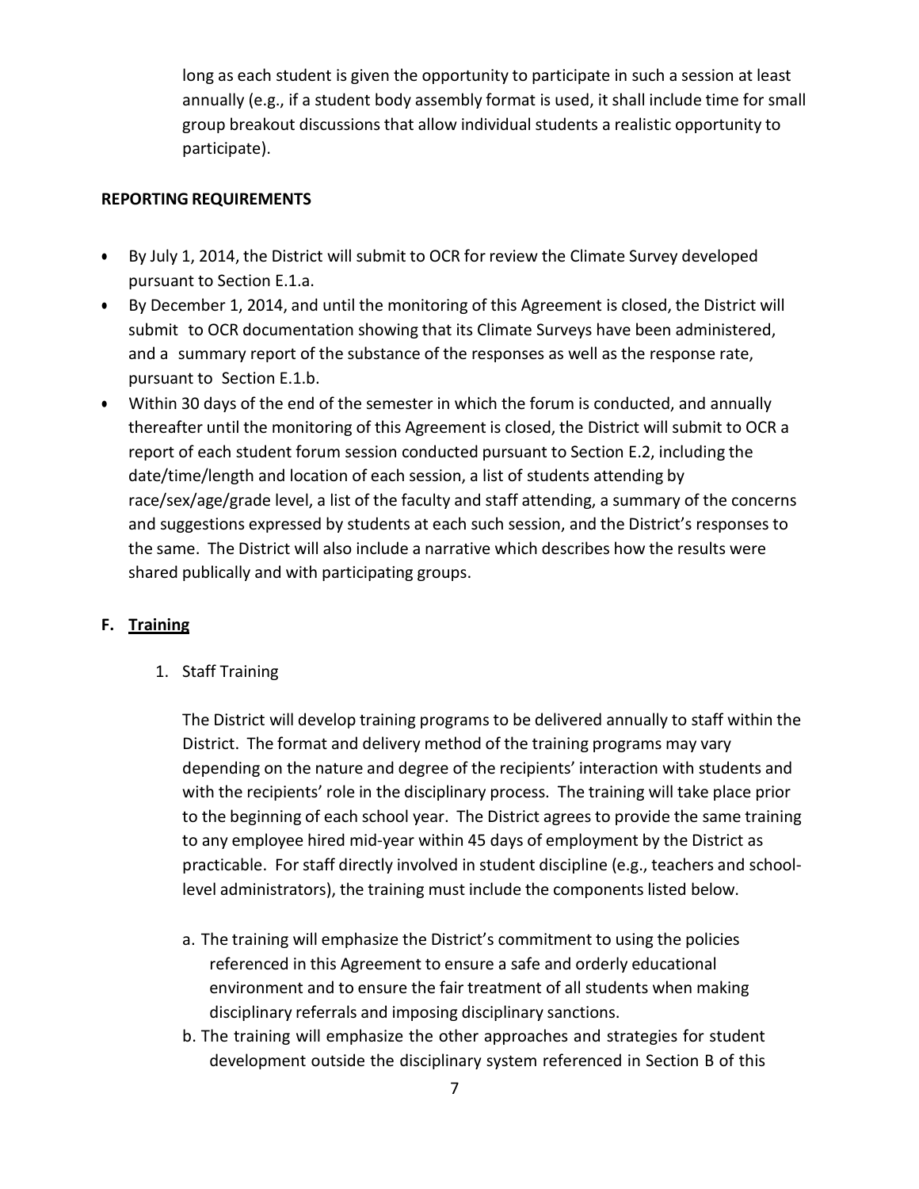long as each student is given the opportunity to participate in such a session at least annually (e.g., if a student body assembly format is used, it shall include time for small group breakout discussions that allow individual students a realistic opportunity to participate).

**REPORTING REQUIREMENTS**

- By July 1, 2014, the District will submit to OCR for review the Climate Survey developed pursuant to Section E.1.a.
- By December 1, 2014, and until the monitoring of this Agreement is closed, the District will submit to OCR documentation showing that its Climate Surveys have been administered, and a summary report of the substance of the responses as well as the response rate, pursuant to Section E.1.b.
- Within 30 days of the end of the semester in which the forum is conducted, and annually thereafter until the monitoring of this Agreement is closed, the District will submit to OCR a report of each student forum session conducted pursuant to Section E.2, including the date/time/length and location of each session, a list of students attending by race/sex/age/grade level, a list of the faculty and staff attending, a summary of the concerns and suggestions expressed by students at each such session, and the District's responses to the same. The District will also include a narrative which describes how the results were shared publically and with participating groups.

**F. <u>Training</u>**

1. Staff Training

   The District will develop training programs to be delivered annually to staff within the District. The format and delivery method of the training programs may vary depending on the nature and degree of the recipients' interaction with students and with the recipients' role in the disciplinary process. The training will take place prior to the beginning of each school year. The District agrees to provide the same training to any employee hired mid-year within 45 days of employment by the District as practicable. For staff directly involved in student discipline (e.g., teachers and school-level administrators), the training must include the components listed below.

   a. The training will emphasize the District's commitment to using the policies referenced in this Agreement to ensure a safe and orderly educational environment and to ensure the fair treatment of all students when making disciplinary referrals and imposing disciplinary sanctions.

   b. The training will emphasize the other approaches and strategies for student development outside the disciplinary system referenced in Section B of this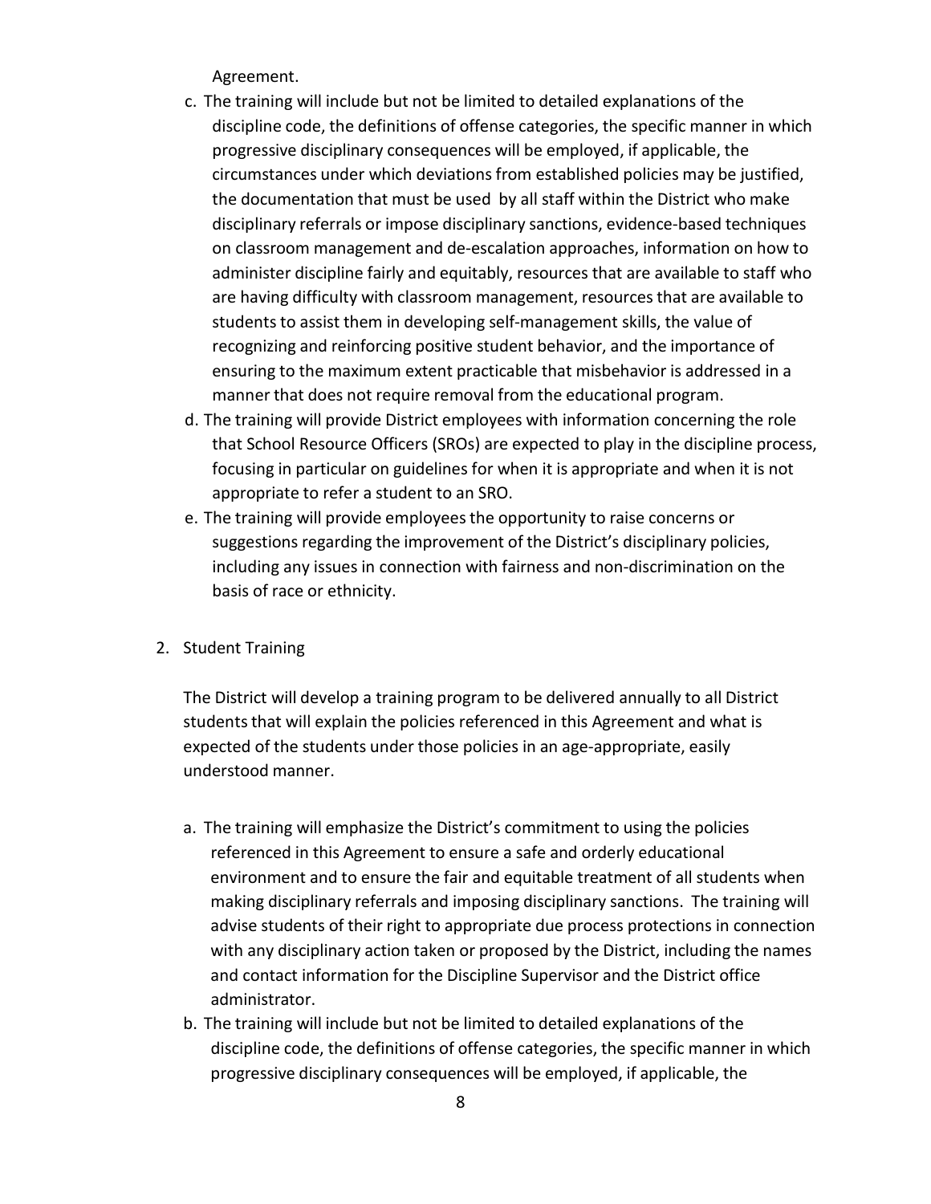Agreement.

c. The training will include but not be limited to detailed explanations of the discipline code, the definitions of offense categories, the specific manner in which progressive disciplinary consequences will be employed, if applicable, the circumstances under which deviations from established policies may be justified, the documentation that must be used by all staff within the District who make disciplinary referrals or impose disciplinary sanctions, evidence-based techniques on classroom management and de-escalation approaches, information on how to administer discipline fairly and equitably, resources that are available to staff who are having difficulty with classroom management, resources that are available to students to assist them in developing self-management skills, the value of recognizing and reinforcing positive student behavior, and the importance of ensuring to the maximum extent practicable that misbehavior is addressed in a manner that does not require removal from the educational program.

d. The training will provide District employees with information concerning the role that School Resource Officers (SROs) are expected to play in the discipline process, focusing in particular on guidelines for when it is appropriate and when it is not appropriate to refer a student to an SRO.

e. The training will provide employees the opportunity to raise concerns or suggestions regarding the improvement of the District's disciplinary policies, including any issues in connection with fairness and non-discrimination on the basis of race or ethnicity.

2. Student Training

The District will develop a training program to be delivered annually to all District students that will explain the policies referenced in this Agreement and what is expected of the students under those policies in an age-appropriate, easily understood manner.

a. The training will emphasize the District's commitment to using the policies referenced in this Agreement to ensure a safe and orderly educational environment and to ensure the fair and equitable treatment of all students when making disciplinary referrals and imposing disciplinary sanctions. The training will advise students of their right to appropriate due process protections in connection with any disciplinary action taken or proposed by the District, including the names and contact information for the Discipline Supervisor and the District office administrator.

b. The training will include but not be limited to detailed explanations of the discipline code, the definitions of offense categories, the specific manner in which progressive disciplinary consequences will be employed, if applicable, the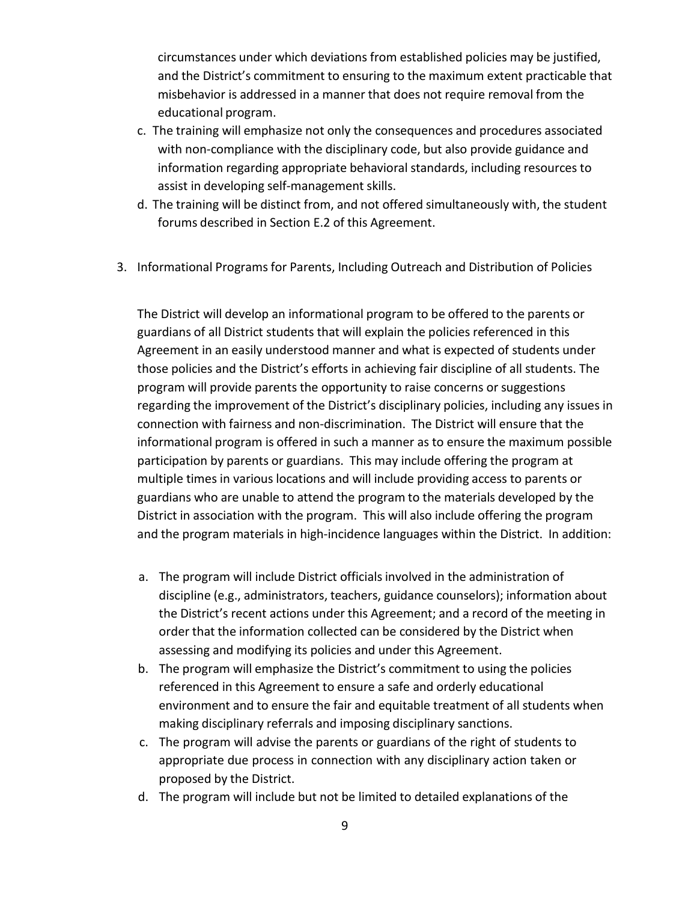circumstances under which deviations from established policies may be justified, and the District's commitment to ensuring to the maximum extent practicable that misbehavior is addressed in a manner that does not require removal from the educational program.

c. The training will emphasize not only the consequences and procedures associated with non-compliance with the disciplinary code, but also provide guidance and information regarding appropriate behavioral standards, including resources to assist in developing self-management skills.
d. The training will be distinct from, and not offered simultaneously with, the student forums described in Section E.2 of this Agreement.

3. Informational Programs for Parents, Including Outreach and Distribution of Policies

The District will develop an informational program to be offered to the parents or guardians of all District students that will explain the policies referenced in this Agreement in an easily understood manner and what is expected of students under those policies and the District's efforts in achieving fair discipline of all students. The program will provide parents the opportunity to raise concerns or suggestions regarding the improvement of the District's disciplinary policies, including any issues in connection with fairness and non-discrimination. The District will ensure that the informational program is offered in such a manner as to ensure the maximum possible participation by parents or guardians. This may include offering the program at multiple times in various locations and will include providing access to parents or guardians who are unable to attend the program to the materials developed by the District in association with the program. This will also include offering the program and the program materials in high-incidence languages within the District. In addition:

a. The program will include District officials involved in the administration of discipline (e.g., administrators, teachers, guidance counselors); information about the District's recent actions under this Agreement; and a record of the meeting in order that the information collected can be considered by the District when assessing and modifying its policies and under this Agreement.
b. The program will emphasize the District's commitment to using the policies referenced in this Agreement to ensure a safe and orderly educational environment and to ensure the fair and equitable treatment of all students when making disciplinary referrals and imposing disciplinary sanctions.
c. The program will advise the parents or guardians of the right of students to appropriate due process in connection with any disciplinary action taken or proposed by the District.
d. The program will include but not be limited to detailed explanations of the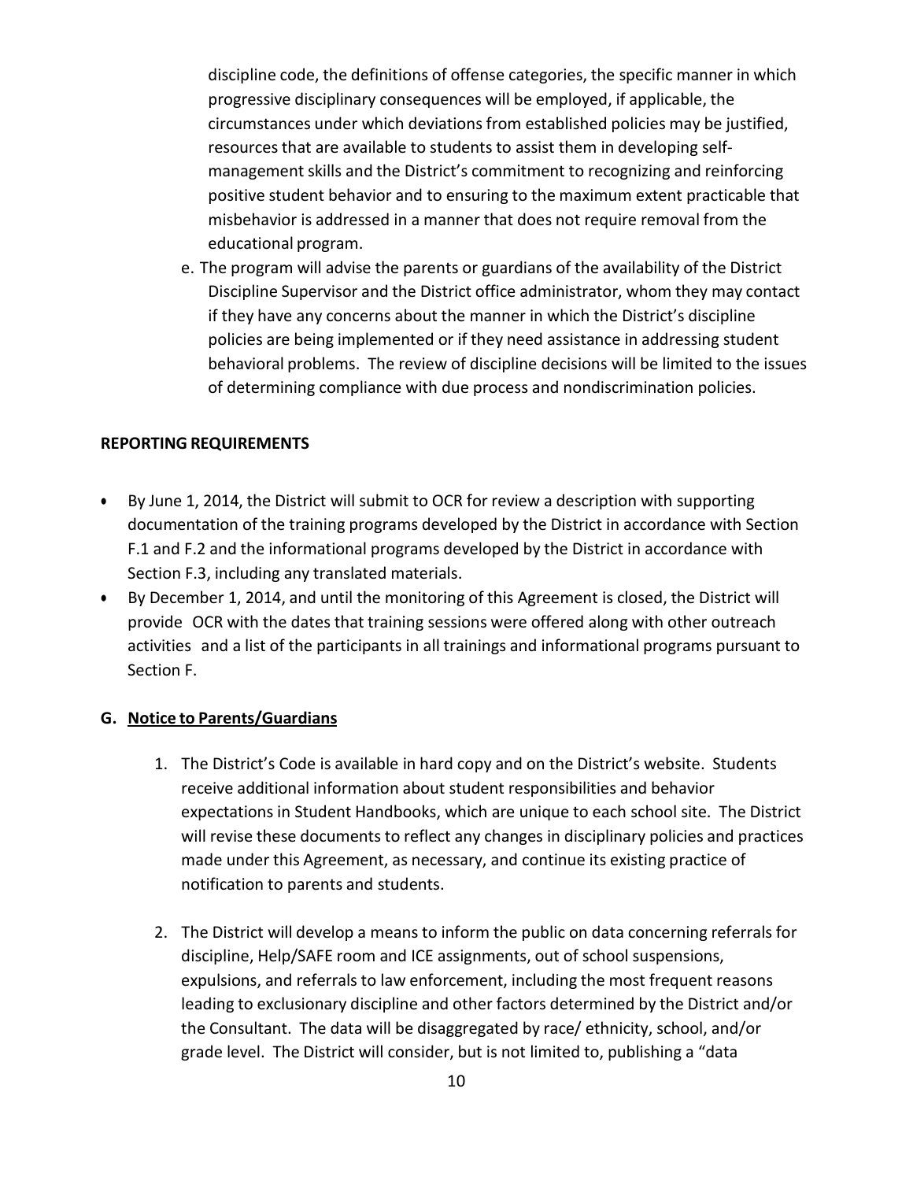discipline code, the definitions of offense categories, the specific manner in which progressive disciplinary consequences will be employed, if applicable, the circumstances under which deviations from established policies may be justified, resources that are available to students to assist them in developing self-management skills and the District's commitment to recognizing and reinforcing positive student behavior and to ensuring to the maximum extent practicable that misbehavior is addressed in a manner that does not require removal from the educational program.

e. The program will advise the parents or guardians of the availability of the District Discipline Supervisor and the District office administrator, whom they may contact if they have any concerns about the manner in which the District's discipline policies are being implemented or if they need assistance in addressing student behavioral problems. The review of discipline decisions will be limited to the issues of determining compliance with due process and nondiscrimination policies.

**REPORTING REQUIREMENTS**

- By June 1, 2014, the District will submit to OCR for review a description with supporting documentation of the training programs developed by the District in accordance with Section F.1 and F.2 and the informational programs developed by the District in accordance with Section F.3, including any translated materials.
- By December 1, 2014, and until the monitoring of this Agreement is closed, the District will provide OCR with the dates that training sessions were offered along with other outreach activities and a list of the participants in all trainings and informational programs pursuant to Section F.

**G. <u>Notice to Parents/Guardians</u>**

1. The District's Code is available in hard copy and on the District's website. Students receive additional information about student responsibilities and behavior expectations in Student Handbooks, which are unique to each school site. The District will revise these documents to reflect any changes in disciplinary policies and practices made under this Agreement, as necessary, and continue its existing practice of notification to parents and students.

2. The District will develop a means to inform the public on data concerning referrals for discipline, Help/SAFE room and ICE assignments, out of school suspensions, expulsions, and referrals to law enforcement, including the most frequent reasons leading to exclusionary discipline and other factors determined by the District and/or the Consultant. The data will be disaggregated by race/ ethnicity, school, and/or grade level. The District will consider, but is not limited to, publishing a "data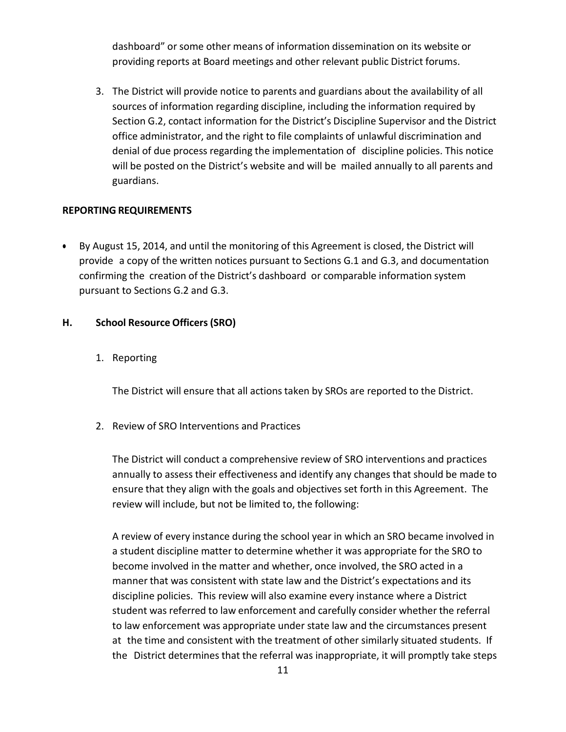dashboard" or some other means of information dissemination on its website or providing reports at Board meetings and other relevant public District forums.

3. The District will provide notice to parents and guardians about the availability of all sources of information regarding discipline, including the information required by Section G.2, contact information for the District's Discipline Supervisor and the District office administrator, and the right to file complaints of unlawful discrimination and denial of due process regarding the implementation of discipline policies. This notice will be posted on the District's website and will be mailed annually to all parents and guardians.

**REPORTING REQUIREMENTS**

- By August 15, 2014, and until the monitoring of this Agreement is closed, the District will provide a copy of the written notices pursuant to Sections G.1 and G.3, and documentation confirming the creation of the District's dashboard or comparable information system pursuant to Sections G.2 and G.3.

## H. School Resource Officers (SRO)

1. Reporting

   The District will ensure that all actions taken by SROs are reported to the District.

2. Review of SRO Interventions and Practices

   The District will conduct a comprehensive review of SRO interventions and practices annually to assess their effectiveness and identify any changes that should be made to ensure that they align with the goals and objectives set forth in this Agreement. The review will include, but not be limited to, the following:

   A review of every instance during the school year in which an SRO became involved in a student discipline matter to determine whether it was appropriate for the SRO to become involved in the matter and whether, once involved, the SRO acted in a manner that was consistent with state law and the District's expectations and its discipline policies. This review will also examine every instance where a District student was referred to law enforcement and carefully consider whether the referral to law enforcement was appropriate under state law and the circumstances present at the time and consistent with the treatment of other similarly situated students. If the District determines that the referral was inappropriate, it will promptly take steps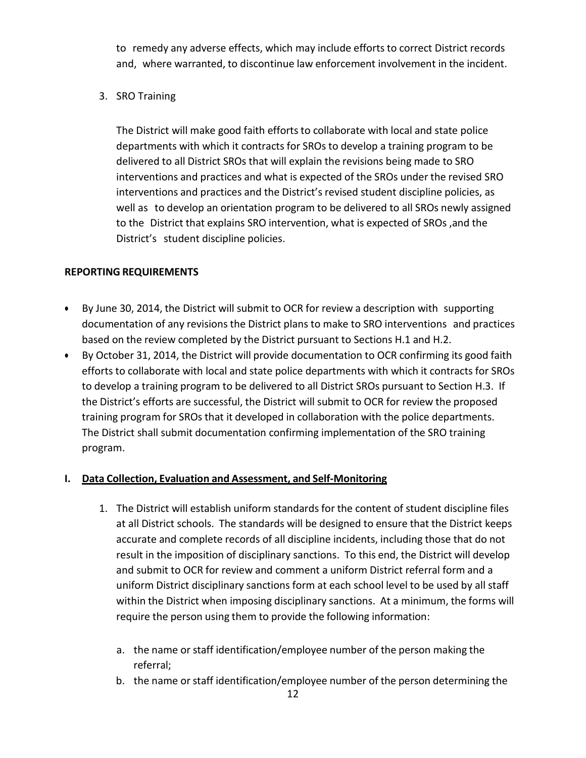to remedy any adverse effects, which may include efforts to correct District records and, where warranted, to discontinue law enforcement involvement in the incident.

3. SRO Training

   The District will make good faith efforts to collaborate with local and state police departments with which it contracts for SROs to develop a training program to be delivered to all District SROs that will explain the revisions being made to SRO interventions and practices and what is expected of the SROs under the revised SRO interventions and practices and the District's revised student discipline policies, as well as to develop an orientation program to be delivered to all SROs newly assigned to the District that explains SRO intervention, what is expected of SROs ,and the District's student discipline policies.

**REPORTING REQUIREMENTS**

- By June 30, 2014, the District will submit to OCR for review a description with supporting documentation of any revisions the District plans to make to SRO interventions and practices based on the review completed by the District pursuant to Sections H.1 and H.2.
- By October 31, 2014, the District will provide documentation to OCR confirming its good faith efforts to collaborate with local and state police departments with which it contracts for SROs to develop a training program to be delivered to all District SROs pursuant to Section H.3. If the District's efforts are successful, the District will submit to OCR for review the proposed training program for SROs that it developed in collaboration with the police departments. The District shall submit documentation confirming implementation of the SRO training program.

## I. Data Collection, Evaluation and Assessment, and Self-Monitoring

1. The District will establish uniform standards for the content of student discipline files at all District schools. The standards will be designed to ensure that the District keeps accurate and complete records of all discipline incidents, including those that do not result in the imposition of disciplinary sanctions. To this end, the District will develop and submit to OCR for review and comment a uniform District referral form and a uniform District disciplinary sanctions form at each school level to be used by all staff within the District when imposing disciplinary sanctions. At a minimum, the forms will require the person using them to provide the following information:

   a. the name or staff identification/employee number of the person making the referral;
   b. the name or staff identification/employee number of the person determining the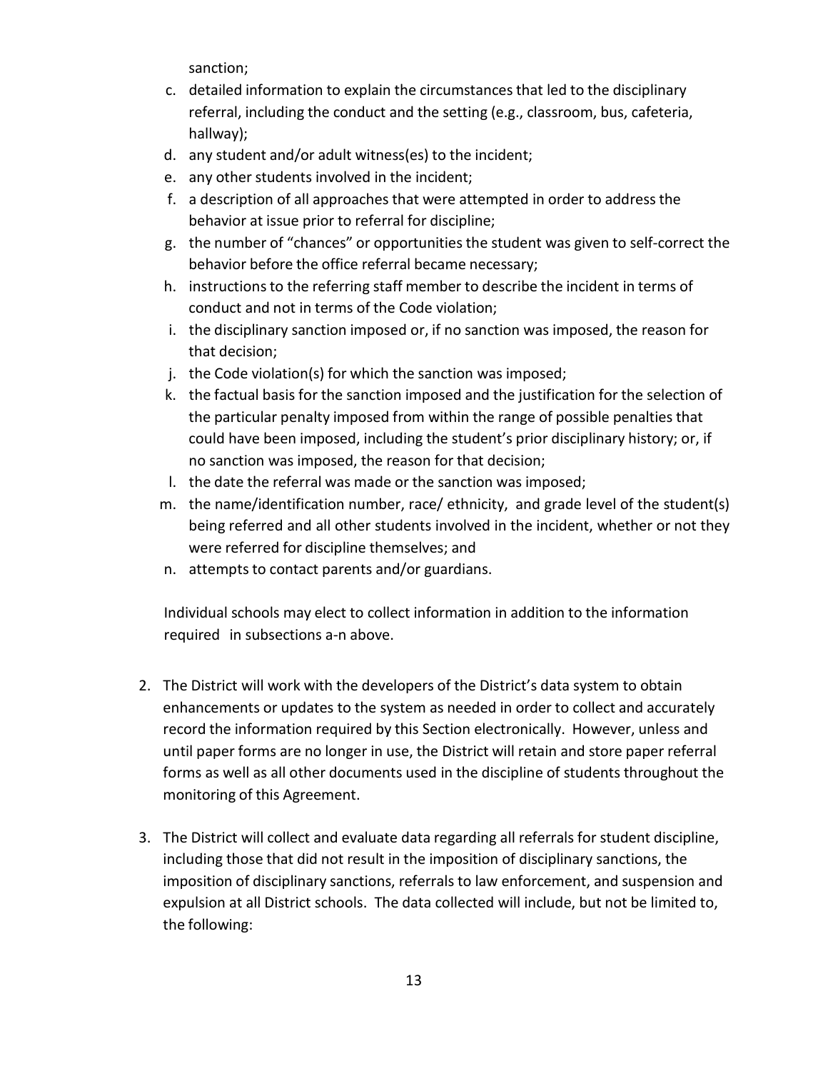sanction;

c. detailed information to explain the circumstances that led to the disciplinary referral, including the conduct and the setting (e.g., classroom, bus, cafeteria, hallway);
d. any student and/or adult witness(es) to the incident;
e. any other students involved in the incident;
f. a description of all approaches that were attempted in order to address the behavior at issue prior to referral for discipline;
g. the number of "chances" or opportunities the student was given to self-correct the behavior before the office referral became necessary;
h. instructions to the referring staff member to describe the incident in terms of conduct and not in terms of the Code violation;
i. the disciplinary sanction imposed or, if no sanction was imposed, the reason for that decision;
j. the Code violation(s) for which the sanction was imposed;
k. the factual basis for the sanction imposed and the justification for the selection of the particular penalty imposed from within the range of possible penalties that could have been imposed, including the student's prior disciplinary history; or, if no sanction was imposed, the reason for that decision;
l. the date the referral was made or the sanction was imposed;
m. the name/identification number, race/ ethnicity, and grade level of the student(s) being referred and all other students involved in the incident, whether or not they were referred for discipline themselves; and
n. attempts to contact parents and/or guardians.

Individual schools may elect to collect information in addition to the information required in subsections a-n above.

2. The District will work with the developers of the District's data system to obtain enhancements or updates to the system as needed in order to collect and accurately record the information required by this Section electronically. However, unless and until paper forms are no longer in use, the District will retain and store paper referral forms as well as all other documents used in the discipline of students throughout the monitoring of this Agreement.

3. The District will collect and evaluate data regarding all referrals for student discipline, including those that did not result in the imposition of disciplinary sanctions, the imposition of disciplinary sanctions, referrals to law enforcement, and suspension and expulsion at all District schools. The data collected will include, but not be limited to, the following: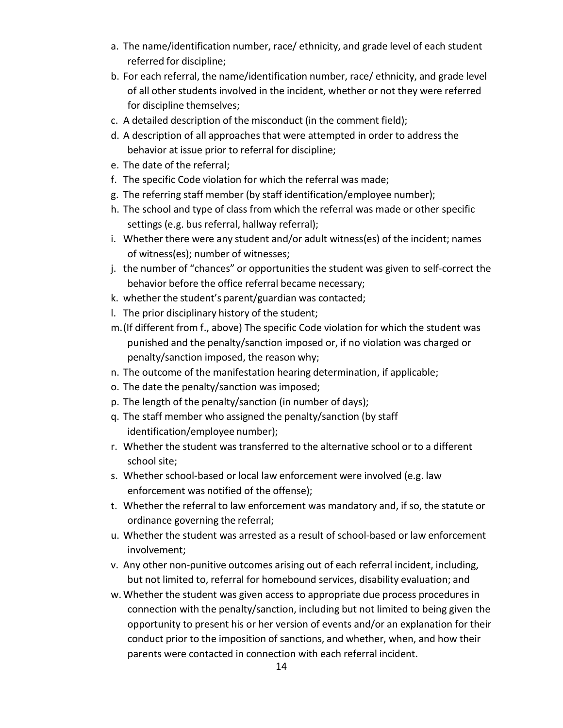a. The name/identification number, race/ ethnicity, and grade level of each student referred for discipline;
b. For each referral, the name/identification number, race/ ethnicity, and grade level of all other students involved in the incident, whether or not they were referred for discipline themselves;
c. A detailed description of the misconduct (in the comment field);
d. A description of all approaches that were attempted in order to address the behavior at issue prior to referral for discipline;
e. The date of the referral;
f. The specific Code violation for which the referral was made;
g. The referring staff member (by staff identification/employee number);
h. The school and type of class from which the referral was made or other specific settings (e.g. bus referral, hallway referral);
i. Whether there were any student and/or adult witness(es) of the incident; names of witness(es); number of witnesses;
j. the number of "chances" or opportunities the student was given to self-correct the behavior before the office referral became necessary;
k. whether the student's parent/guardian was contacted;
l. The prior disciplinary history of the student;
m. (If different from f., above) The specific Code violation for which the student was punished and the penalty/sanction imposed or, if no violation was charged or penalty/sanction imposed, the reason why;
n. The outcome of the manifestation hearing determination, if applicable;
o. The date the penalty/sanction was imposed;
p. The length of the penalty/sanction (in number of days);
q. The staff member who assigned the penalty/sanction (by staff identification/employee number);
r. Whether the student was transferred to the alternative school or to a different school site;
s. Whether school-based or local law enforcement were involved (e.g. law enforcement was notified of the offense);
t. Whether the referral to law enforcement was mandatory and, if so, the statute or ordinance governing the referral;
u. Whether the student was arrested as a result of school-based or law enforcement involvement;
v. Any other non-punitive outcomes arising out of each referral incident, including, but not limited to, referral for homebound services, disability evaluation; and
w. Whether the student was given access to appropriate due process procedures in connection with the penalty/sanction, including but not limited to being given the opportunity to present his or her version of events and/or an explanation for their conduct prior to the imposition of sanctions, and whether, when, and how their parents were contacted in connection with each referral incident.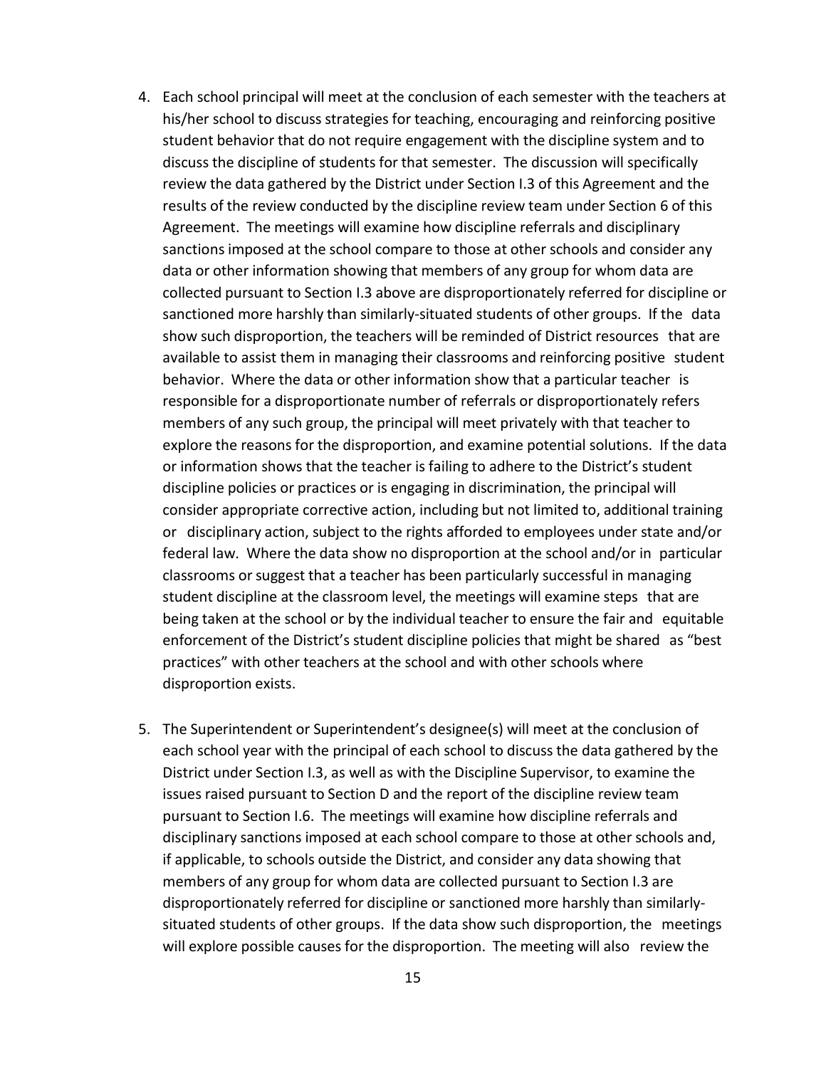4. Each school principal will meet at the conclusion of each semester with the teachers at his/her school to discuss strategies for teaching, encouraging and reinforcing positive student behavior that do not require engagement with the discipline system and to discuss the discipline of students for that semester. The discussion will specifically review the data gathered by the District under Section I.3 of this Agreement and the results of the review conducted by the discipline review team under Section 6 of this Agreement. The meetings will examine how discipline referrals and disciplinary sanctions imposed at the school compare to those at other schools and consider any data or other information showing that members of any group for whom data are collected pursuant to Section I.3 above are disproportionately referred for discipline or sanctioned more harshly than similarly-situated students of other groups. If the data show such disproportion, the teachers will be reminded of District resources that are available to assist them in managing their classrooms and reinforcing positive student behavior. Where the data or other information show that a particular teacher is responsible for a disproportionate number of referrals or disproportionately refers members of any such group, the principal will meet privately with that teacher to explore the reasons for the disproportion, and examine potential solutions. If the data or information shows that the teacher is failing to adhere to the District's student discipline policies or practices or is engaging in discrimination, the principal will consider appropriate corrective action, including but not limited to, additional training or disciplinary action, subject to the rights afforded to employees under state and/or federal law. Where the data show no disproportion at the school and/or in particular classrooms or suggest that a teacher has been particularly successful in managing student discipline at the classroom level, the meetings will examine steps that are being taken at the school or by the individual teacher to ensure the fair and equitable enforcement of the District's student discipline policies that might be shared as "best practices" with other teachers at the school and with other schools where disproportion exists.

5. The Superintendent or Superintendent's designee(s) will meet at the conclusion of each school year with the principal of each school to discuss the data gathered by the District under Section I.3, as well as with the Discipline Supervisor, to examine the issues raised pursuant to Section D and the report of the discipline review team pursuant to Section I.6. The meetings will examine how discipline referrals and disciplinary sanctions imposed at each school compare to those at other schools and, if applicable, to schools outside the District, and consider any data showing that members of any group for whom data are collected pursuant to Section I.3 are disproportionately referred for discipline or sanctioned more harshly than similarly-situated students of other groups. If the data show such disproportion, the meetings will explore possible causes for the disproportion. The meeting will also review the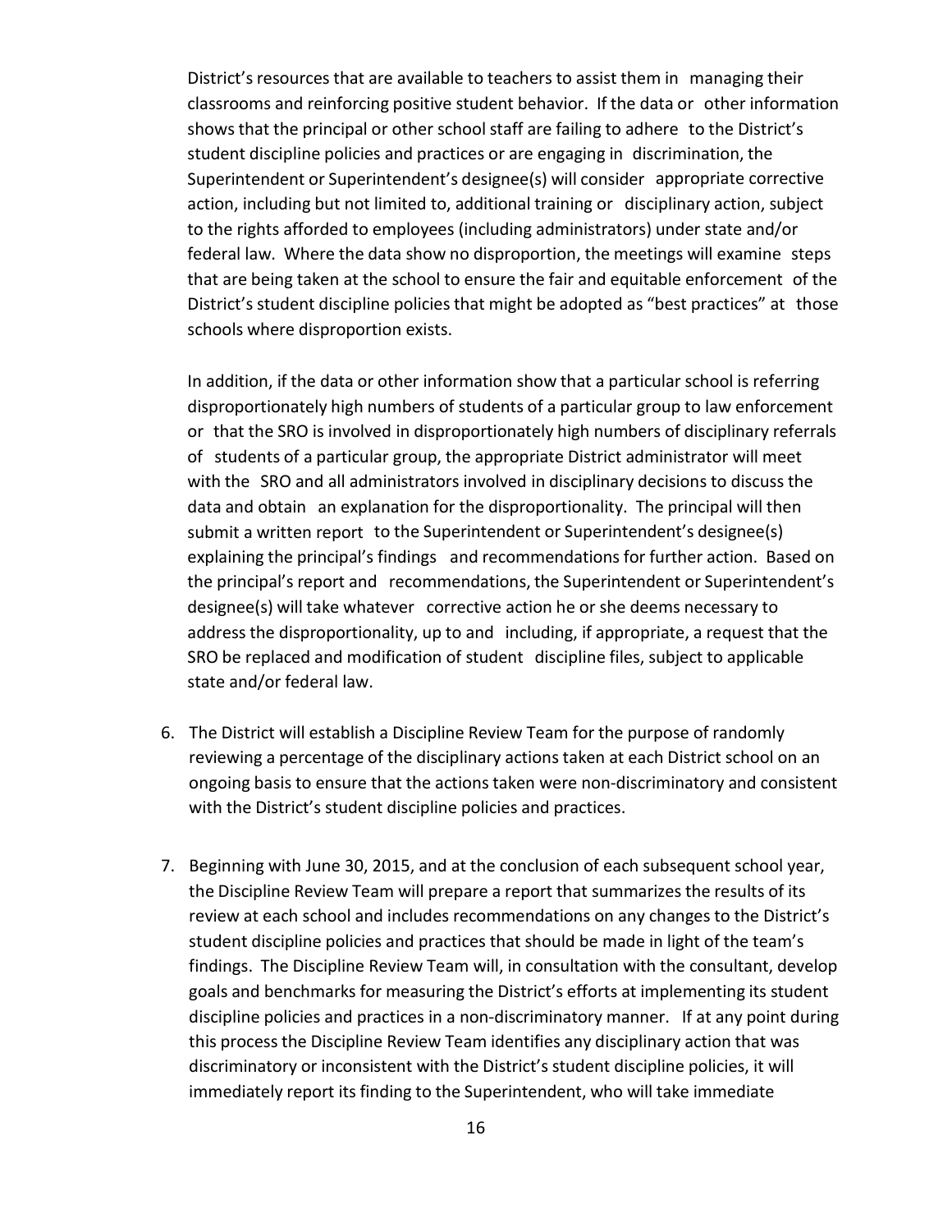District's resources that are available to teachers to assist them in managing their classrooms and reinforcing positive student behavior. If the data or other information shows that the principal or other school staff are failing to adhere to the District's student discipline policies and practices or are engaging in discrimination, the Superintendent or Superintendent's designee(s) will consider appropriate corrective action, including but not limited to, additional training or disciplinary action, subject to the rights afforded to employees (including administrators) under state and/or federal law. Where the data show no disproportion, the meetings will examine steps that are being taken at the school to ensure the fair and equitable enforcement of the District's student discipline policies that might be adopted as "best practices" at those schools where disproportion exists.

In addition, if the data or other information show that a particular school is referring disproportionately high numbers of students of a particular group to law enforcement or that the SRO is involved in disproportionately high numbers of disciplinary referrals of students of a particular group, the appropriate District administrator will meet with the SRO and all administrators involved in disciplinary decisions to discuss the data and obtain an explanation for the disproportionality. The principal will then submit a written report to the Superintendent or Superintendent's designee(s) explaining the principal's findings and recommendations for further action. Based on the principal's report and recommendations, the Superintendent or Superintendent's designee(s) will take whatever corrective action he or she deems necessary to address the disproportionality, up to and including, if appropriate, a request that the SRO be replaced and modification of student discipline files, subject to applicable state and/or federal law.

6. The District will establish a Discipline Review Team for the purpose of randomly reviewing a percentage of the disciplinary actions taken at each District school on an ongoing basis to ensure that the actions taken were non-discriminatory and consistent with the District's student discipline policies and practices.

7. Beginning with June 30, 2015, and at the conclusion of each subsequent school year, the Discipline Review Team will prepare a report that summarizes the results of its review at each school and includes recommendations on any changes to the District's student discipline policies and practices that should be made in light of the team's findings. The Discipline Review Team will, in consultation with the consultant, develop goals and benchmarks for measuring the District's efforts at implementing its student discipline policies and practices in a non-discriminatory manner. If at any point during this process the Discipline Review Team identifies any disciplinary action that was discriminatory or inconsistent with the District's student discipline policies, it will immediately report its finding to the Superintendent, who will take immediate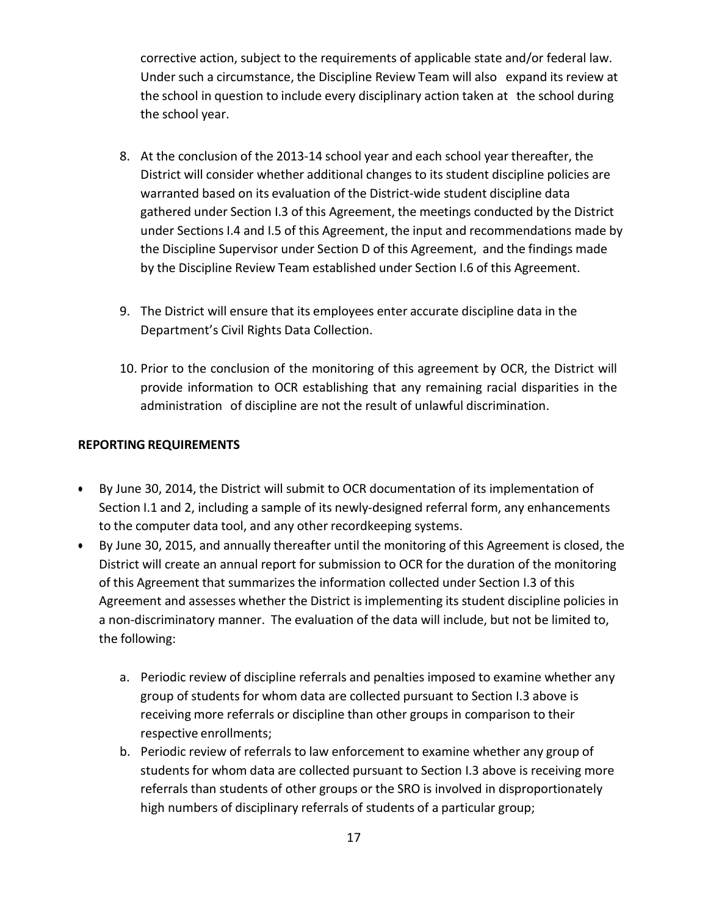corrective action, subject to the requirements of applicable state and/or federal law. Under such a circumstance, the Discipline Review Team will also expand its review at the school in question to include every disciplinary action taken at the school during the school year.

8. At the conclusion of the 2013-14 school year and each school year thereafter, the District will consider whether additional changes to its student discipline policies are warranted based on its evaluation of the District-wide student discipline data gathered under Section I.3 of this Agreement, the meetings conducted by the District under Sections I.4 and I.5 of this Agreement, the input and recommendations made by the Discipline Supervisor under Section D of this Agreement, and the findings made by the Discipline Review Team established under Section I.6 of this Agreement.

9. The District will ensure that its employees enter accurate discipline data in the Department's Civil Rights Data Collection.

10. Prior to the conclusion of the monitoring of this agreement by OCR, the District will provide information to OCR establishing that any remaining racial disparities in the administration of discipline are not the result of unlawful discrimination.

**REPORTING REQUIREMENTS**

- By June 30, 2014, the District will submit to OCR documentation of its implementation of Section I.1 and 2, including a sample of its newly-designed referral form, any enhancements to the computer data tool, and any other recordkeeping systems.
- By June 30, 2015, and annually thereafter until the monitoring of this Agreement is closed, the District will create an annual report for submission to OCR for the duration of the monitoring of this Agreement that summarizes the information collected under Section I.3 of this Agreement and assesses whether the District is implementing its student discipline policies in a non-discriminatory manner. The evaluation of the data will include, but not be limited to, the following:

    a. Periodic review of discipline referrals and penalties imposed to examine whether any group of students for whom data are collected pursuant to Section I.3 above is receiving more referrals or discipline than other groups in comparison to their respective enrollments;

    b. Periodic review of referrals to law enforcement to examine whether any group of students for whom data are collected pursuant to Section I.3 above is receiving more referrals than students of other groups or the SRO is involved in disproportionately high numbers of disciplinary referrals of students of a particular group;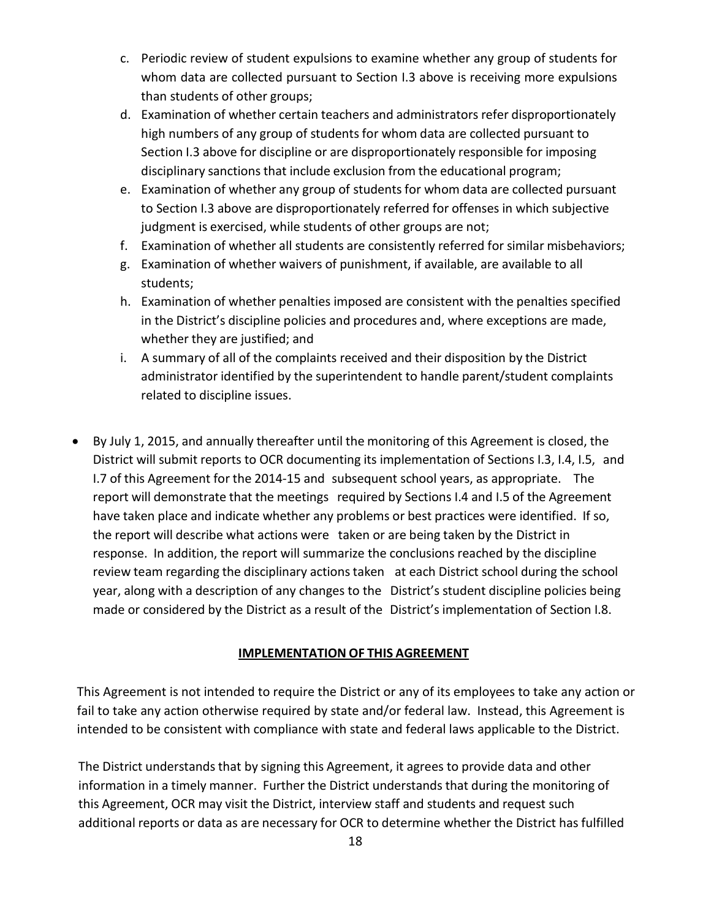c. Periodic review of student expulsions to examine whether any group of students for whom data are collected pursuant to Section I.3 above is receiving more expulsions than students of other groups;
d. Examination of whether certain teachers and administrators refer disproportionately high numbers of any group of students for whom data are collected pursuant to Section I.3 above for discipline or are disproportionately responsible for imposing disciplinary sanctions that include exclusion from the educational program;
e. Examination of whether any group of students for whom data are collected pursuant to Section I.3 above are disproportionately referred for offenses in which subjective judgment is exercised, while students of other groups are not;
f. Examination of whether all students are consistently referred for similar misbehaviors;
g. Examination of whether waivers of punishment, if available, are available to all students;
h. Examination of whether penalties imposed are consistent with the penalties specified in the District's discipline policies and procedures and, where exceptions are made, whether they are justified; and
i. A summary of all of the complaints received and their disposition by the District administrator identified by the superintendent to handle parent/student complaints related to discipline issues.

- By July 1, 2015, and annually thereafter until the monitoring of this Agreement is closed, the District will submit reports to OCR documenting its implementation of Sections I.3, I.4, I.5, and I.7 of this Agreement for the 2014-15 and subsequent school years, as appropriate. The report will demonstrate that the meetings required by Sections I.4 and I.5 of the Agreement have taken place and indicate whether any problems or best practices were identified. If so, the report will describe what actions were taken or are being taken by the District in response. In addition, the report will summarize the conclusions reached by the discipline review team regarding the disciplinary actions taken at each District school during the school year, along with a description of any changes to the District's student discipline policies being made or considered by the District as a result of the District's implementation of Section I.8.

**IMPLEMENTATION OF THIS AGREEMENT**

This Agreement is not intended to require the District or any of its employees to take any action or fail to take any action otherwise required by state and/or federal law. Instead, this Agreement is intended to be consistent with compliance with state and federal laws applicable to the District.

The District understands that by signing this Agreement, it agrees to provide data and other information in a timely manner. Further the District understands that during the monitoring of this Agreement, OCR may visit the District, interview staff and students and request such additional reports or data as are necessary for OCR to determine whether the District has fulfilled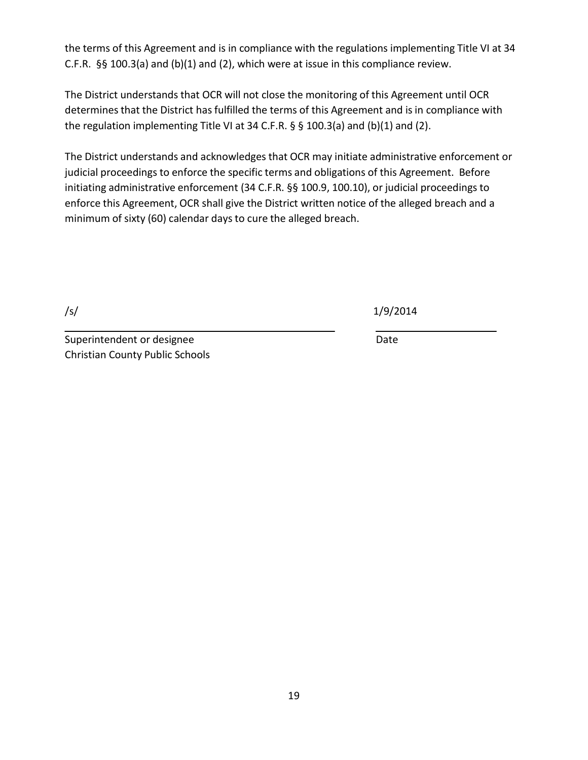the terms of this Agreement and is in compliance with the regulations implementing Title VI at 34 C.F.R. §§ 100.3(a) and (b)(1) and (2), which were at issue in this compliance review.

The District understands that OCR will not close the monitoring of this Agreement until OCR determines that the District has fulfilled the terms of this Agreement and is in compliance with the regulation implementing Title VI at 34 C.F.R. § § 100.3(a) and (b)(1) and (2).

The District understands and acknowledges that OCR may initiate administrative enforcement or judicial proceedings to enforce the specific terms and obligations of this Agreement. Before initiating administrative enforcement (34 C.F.R. §§ 100.9, 100.10), or judicial proceedings to enforce this Agreement, OCR shall give the District written notice of the alleged breach and a minimum of sixty (60) calendar days to cure the alleged breach.

/s/ 1/9/2014

Superintendent or designee Date
Christian County Public Schools